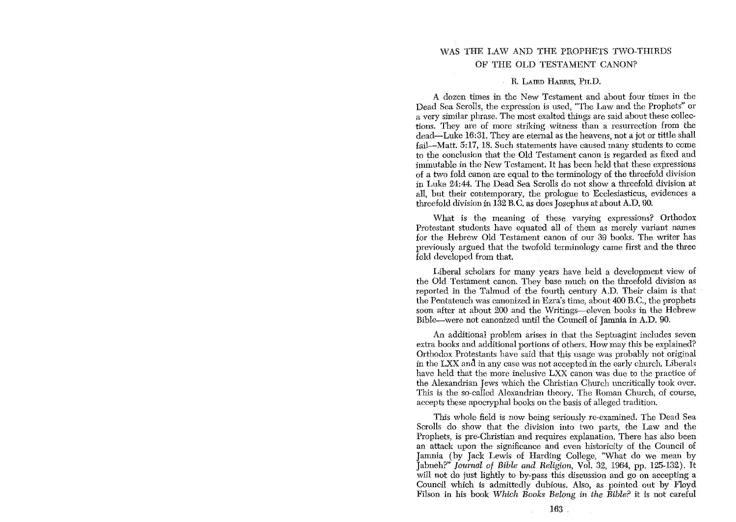# WAS THE LAW AND THE PROPHETS TWO-THIRDS OF THE OLD TESTAMENT CANON?

R. LAIRD HARRIS, PH.D.

A dozen times in the New Testament and about four times in the Dead Sea Scrolls, the expression is used, "The Law and the Prophets" or a very similar phrase. The most exalted things are said about these collections. They are of more striking witness than a resurrection from the dead—Luke 16:31. They are eternal as the heavens, not a jot or tittle shall fail—Matt. 5:17, 18. Such statements have caused many students to come to the conclusion that the Old Testament canon is regarded as fixed and immutable in the New Testament. It has been held that these expressions of a two fold canon are equal to the terminology of the threefold division in Luke 24:44. The Dead Sea Scrolls do not show a threefold division at all, but their contemporary, the prologue to Ecclesiasticus, evidences a threefold division in 132 B.C. as does Josephus at about A.D. 90.

What is the meaning of these varying expressions? Orthodox Protestant students have equated all of them as merely variant names for the Hebrew Old Testament canon of our 39 books. The writer has previously argued that the twofold terminology came first and the three fold developed from that.

Liberal scholars for many years have held a development view of the Old Testament canon. They base much on the threefold division as reported in the Talmud of the fourth century A.D. Their claim is that the Pentateuch was canonized in Ezra's time, about 400 B.C., the prophets soon after at about 200 and the Writings—eleven books in the Hebrew Bible—were not canonized until the Council of Jamnia in A.D. 90.

An additional problem arises in that the Septuagint includes seven extra books and additional portions of others. How may this be explained? Orthodox Protestants have said that this usage was probably not original in the LXX and in any case was not accepted in the early church. Liberals have held that the more inclusive LXX canon was due to the practice of the Alexandrian Jews which the Christian Church uncritically took over. This is the so-called Alexandrian theory. The Roman Church, of course, accepts these apocryphal books on the basis of alleged tradition.

This whole field is now being seriously re-examined. The Dead Sea Scrolls do show that the division into two parts, the Law and the Prophets, is pre-Christian and requires explanation. There has also been an attack upon the significance and even historicity of the Council of Jamnia (by Jack Lewis of Harding College, "What do we mean by Jabneh?" *Journal of Bible and Religion*, Vol. 32, 1964, pp. 125-132). It will not do just lightly to by-pass this discussion and go on accepting a Council which is admittedly dubious. Also, as pointed out by Floyd Filson in his book *Which Books Belong in the Bible?* it is not careful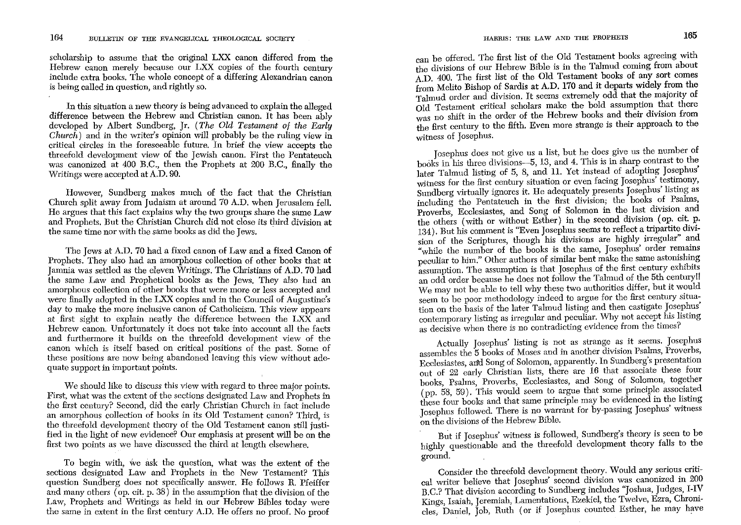scholarship to assume that the original LXX canon differed from the Hebrew canon merely because our LXX copies of the fourth century include extra books. The whole concept of a differing Alexandrian canon is being called in question, and rightly so.

In this situation a new theory is being advanced to explain the alleged difference between the Hebrew and Christian canon. It has been ably developed by Albert Sundberg, Jr. (*The Old Testament of the Early Church*) and in the writer's opinion will probably be the ruling view in critical circles in the foreseeable future. In brief the view accepts the threefold development view of the Jewish canon. First the Pentateuch was canonized at 400 B.C., then the Prophets at 200 B.C., finally the Writings were accepted at A.D. 90.

However, Sundberg makes much of the fact that the Christian Church split away from Judaism at around 70 A.D. when Jerusalem fell. He argues that this fact explains why the two groups share the same Law and Prophets. But the Christian Church did not close its third division at the same time nor with the same books as did the Jews.

The Jews at A.D. 70 had a fixed canon of Law and a fixed Canon of Prophets. They also had an amorphous collection of other books that at Jamnia was settled as the eleven Writings. The Christians of A.D. 70 had the same Law and Prophetical books as the Jews. They also had an amorphous collection of other books that were more or less accepted and were finally adopted in the LXX copies and in the Council of Augustine's day to make the more inclusive canon of Catholicism. This view appears at first sight to explain neatly the difference between the LXX and Hebrew canon. Unfortunately it does not take into account all the facts and furthermore it builds on the threefold development view of the canon which is itself based on critical positions of the past. Some of these positions are now being abandoned leaving this view without adequate support in important points.

We should like to discuss this view with regard to three major points. First, what was the extent of the sections designated Law and Prophets in the first century? Second, did the early Christian Church in fact include an amorphous collection of books in its Old Testament canon? Third, is the threefold development theory of the Old Testament canon still justified in the light of new evidence? Our emphasis at present will be on the first two points as we have discussed the third at length elsewhere.

To begin with, we ask the question, what was the extent of the sections designated Law and Prophets in the New Testament? This question Sundberg does not specifically answer. He follows R. Pfeiffer and many others (op. cit. p. 38) in the assumption that the division of the Law, Prophets and Writings as held in our Hebrew Bibles today were the same in extent in the first century A.D. He offers no proof. No proof can be offered. The first list of the Old Testament books agreeing with the divisions of our Hebrew Bible is in the Talmud coming from about A.D. 400. The first list of the Old Testament books of any sort comes from Melito Bishop of Sardis at A.D. 170 and it departs widely from the Talmud order and division. It seems extremely odd that the majority of Old Testament critical scholars make the bold assumption that there was no shift in the order of the Hebrew books and their division from the first century to the fifth. Even more strange is their approach to the witness of Josephus.

Josephus does not give us a list, but he does give us the number of books in his three divisions—5, 13, and 4. This is in sharp contrast to the later Talmud listing of 5, 8, and 11. Yet instead of adopting Josephus' witness for the first century situation or even facing Josephus' testimony, Sundberg virtually ignores it. He adequately presents Josephus' listing as including the Pentateuch in the first division; the books of Psalms, Proverbs, Ecclesiastes, and Song of Solomon in the last division and the others (with or without Esther) in the second division (op. cit. p. 134). But his comment is "Even Josephus seems to reflect a tripartite division of the Scriptures, though his divisions are highly irregular" and "while the number of the books is the same, Josephus' order remains peculiar to him." Other authors of similar bent make the same astonishing assumption. The assumption is that Josephus of the first century exhibits an odd order because he does not follow the Talmud of the 5th century!! We may not be able to tell why these two authorities differ, but it would seem to be poor methodology indeed to argue for the first century situation on the basis of the later Talmud listing and then castigate Josephus' contemporary listing as irregular and peculiar. Why not accept his listing as decisive when there is no contradicting evidence from the times?

Actually Josephus' listing is not as strange as it seems. Josephus assembles the 5 books of Moses and in another division Psalms, Proverbs, Ecclesiastes, and Song of Solomon, apparently. In Sundberg's presentation out of 22 early Christian lists, there are 16 that associate these four books, Psalms, Proverbs, Ecclesiastes, and Song of Solomon, together (pp. 58, 59). This would seem to argue that some principle associated these four books and that same principle may be evidenced in the listing Josephus followed. There is no warrant for by-passing Josephus' witness on the divisions of the Hebrew Bible.

But if Josephus' witness is followed, Sundberg's theory is seen to be highly questionable and the threefold development theory falls to the ground.

Consider the threefold development theory. Would any serious critical writer believe that Josephus' second division was canonized in 200 B.C.? That division according to Sundberg includes "Joshua, Judges, I-IV Kings, Isaiah, Jeremiah, Lamentations, Ezekiel, the Twelve, Ezra, Chronicles, Daniel, Job, Ruth (or if Josephus counted Esther, he may have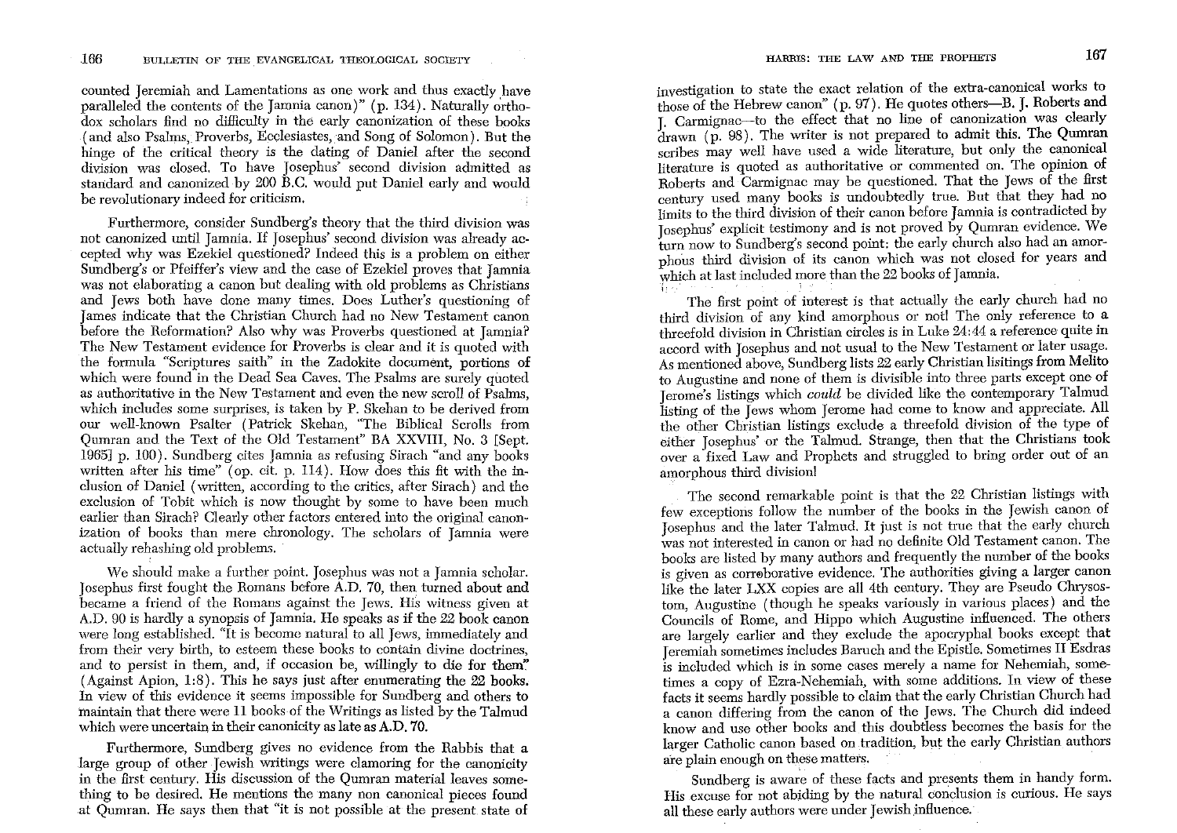counted Jeremiah and Lamentations as one work and thus exactly have paralleled the contents of the Jamnia canon)" (p. 134). Naturally orthodox scholars find no difficulty in the early canonization of these books (and also Psalms, Proverbs, Ecclesiastes, and Song of Solomon). But the hinge of the critical theory is the dating of Daniel after the second division was closed. To have Josephus' second division admitted as standard and canonized by 200 B.C. would put Daniel early and would be revolutionary indeed for criticism.

Furthermore, consider Sundberg's theory that the third division was not canonized until Jamnia. If Josephus' second division was already accepted why was Ezekiel questioned? Indeed this is a problem on either Sundberg's or Pfeiffer's view and the case of Ezekiel proves that Jamnia was not elaborating a canon but dealing with old problems as Christians and Jews both have done many times. Does Luther's questioning of James indicate that the Christian Church had no New Testament canon before the Reformation? Also why was Proverbs questioned at Jamnia? The New Testament evidence for Proverbs is clear and it is quoted with the formula "Scriptures saith" in the Zadokite document, portions of which were found in the Dead Sea Caves. The Psalms are surely quoted as authoritative in the New Testament and even the new scroll of Psalms, which includes some surprises, is taken by P. Skehan to be derived from our well-known Psalter (Patrick Skehan, "The Biblical Scrolls from Qumran and the Text of the Old Testament" BA XXVIII, No. 3 [Sept. 1965] p. 100). Sundberg cites Jamnia as refusing Sirach "and any books written after his time" (op. cit. p. 114). How does this fit with the inclusion of Daniel (written, according to the critics, after Sirach) and the exclusion of Tobit which is now thought by some to have been much earlier than Sirach? Clearly other factors entered into the original canonization of books than mere chronology. The scholars of Jamnia were actually rehashing old problems.

We should make a further point. Josephus was not a Jamnia scholar. Josephus first fought the Romans before A.D. 70, then turned about and became a friend of the Romans against the Jews. His witness given at A.D. 90 is hardly a synopsis of Jamnia. He speaks as if the 22 book canon were long established. "It is become natural to all Jews, immediately and from their very birth, to esteem these books to contain divine doctrines, and to persist in them, and, if occasion be, willingly to die for them" (Against Apion, 1:8). This he says just after enumerating the 22 books. In view of this evidence it seems impossible for Sundberg and others to maintain that there were 11 books of the Writings as listed by the Talmud which were uncertain in their canonicity as late as A.D. 70.

Furthermore, Sundberg gives no evidence from the Rabbis that a large group of other Jewish writings were clamoring for the canonicity in the first century. His discussion of the Qumran material leaves something to be desired. He mentions the many non canonical pieces found at Qumran. He says then that "it is not possible at the present state of investigation to state the exact relation of the extra-canonical works to those of the Hebrew canon" (p. 97). He quotes others—B. J. Roberts and J. Carmignac—to the effect that no line of canonization was clearly drawn (p. 98). The writer is not prepared to admit this. The Qumran scribes may well have used a wide literature, but only the canonical literature is quoted as authoritative or commented on. The opinion of Roberts and Carmignac may be questioned. That the Jews of the first century used many books is undoubtedly true. But that they had no limits to the third division of their canon before Jamnia is contradicted by Josephus' explicit testimony and is not proved by Qumran evidence. We turn now to Sundberg's second point: the early church also had an amorphous third division of its canon which was not closed for years and which at last included more than the 22 books of Jamnia.

The first point of interest is that actually the early church had no third division of any kind amorphous or not! The only reference to a threefold division in Christian circles is in Luke 24:44 a reference quite in accord with Josephus and not usual to the New Testament or later usage. As mentioned above, Sundberg lists 22 early Christian lisitings from Melito to Augustine and none of them is divisible into three parts except one of Jerome's listings which *could* be divided like the contemporary Talmud listing of the Jews whom Jerome had come to know and appreciate. All the other Christian listings exclude a threefold division of the type of either Josephus' or the Talmud. Strange, then that the Christians took over a fixed Law and Prophets and struggled to bring order out of an amorphous third division!

The second remarkable point is that the 22 Christian listings with few exceptions follow the number of the books in the Jewish canon of Josephus and the later Talmud. It just is not true that the early church was not interested in canon or had no definite Old Testament canon. The books are listed by many authors and frequently the number of the books is given as corroborative evidence. The authorities giving a larger canon like the later LXX copies are all 4th century. They are Pseudo Chrysostom, Augustine (though he speaks variously in various places) and the Councils of Rome, and Hippo which Augustine influenced. The others are largely earlier and they exclude the apocryphal books except that Jeremiah sometimes includes Baruch and the Epistle. Sometimes II Esdras is included which is in some cases merely a name for Nehemiah, sometimes a copy of Ezra-Nehemiah, with some additions. In view of these facts it seems hardly possible to claim that the early Christian Church had a canon differing from the canon of the Jews. The Church did indeed know and use other books and this doubtless becomes the basis for the larger Catholic canon based on tradition, but the early Christian authors are plain enough on these matters.

Sundberg is aware of these facts and presents them in handy form. His excuse for not abiding by the natural conclusion is curious. He says all these early authors were under Jewish influence.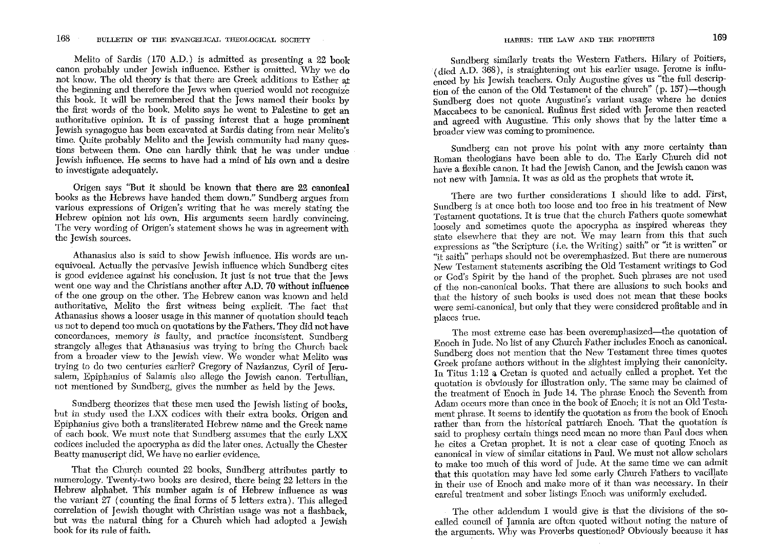Melito of Sardis (170 A.D.) is admitted as presenting a 22 book canon probably under Jewish influence. Esther is omitted. Why we do not know. The old theory is that there are Greek additions to Esther at the beginning and therefore the Jews when queried would not recognize this book. It will be remembered that the Jews named their books by the first words of the book. Melito says he went to Palestine to get an authoritative opinion. It is of passing interest that a huge prominent Jewish synagogue has been excavated at Sardis dating from near Melito's time. Quite probably Melito and the Jewish community had many questions between them. One can hardly think that he was under undue Jewish influence. He seems to have had a mind of his own and a desire to investigate adequately.

Origen says "But it should be known that there are 22 canonical books as the Hebrews have handed them down." Sundberg argues from various expressions of Origen's writing that he was merely stating the Hebrew opinion not his own. His arguments seem hardly convincing. The very wording of Origen's statement shows he was in agreement with the Jewish sources.

Athanasius also is said to show Jewish influence. His words are unequivocal. Actually the pervasive Jewish influence which Sundberg cites is good evidence against his conclusion. It just is not true that the Jews went one way and the Christians another after A.D. 70 without influence of the one group on the other. The Hebrew canon was known and held authoritative, Melito the first witness being explicit. The fact that Athanasius shows a looser usage in this manner of quotation should teach us not to depend too much on quotations by the Fathers. They did not have concordances, memory is faulty, and practice inconsistent. Sundberg strangely alleges that Athanasius was trying to bring the Church back from a broader view to the Jewish view. We wonder what Melito was trying to do two centuries earlier? Gregory of Nazianzus, Cyril of Jerusalem, Epiphanius of Salamis also allege the Jewish canon. Tertullian, not mentioned by Sundberg, gives the number as held by the Jews.

Sundberg theorizes that these men used the Jewish listing of books, but in study used the LXX codices with their extra books. Origen and Epiphanius give both a transliterated Hebrew name and the Greek name of each book. We must note that Sundberg assumes that the early LXX codices included the apocrypha as did the later ones. Actually the Chester Beatty manuscript did. We have no earlier evidence.

That the Church counted 22 books, Sundberg attributes partly to numerology. Twenty-two books are desired, there being 22 letters in the Hebrew alphabet. This number again is of Hebrew influence as was the variant 27 (counting the final forms of 5 letters extra). This alleged correlation of Jewish thought with Christian usage was not a flashback, but was the natural thing for a Church which had adopted a Jewish book for its rule of faith.

Sundberg similarly treats the Western Fathers. Hilary of Poitiers, (died A.D. 368), is straightening out his earlier usage. Jerome is influenced by his Jewish teachers. Only Augustine gives us "the full description of the canon of the Old Testament of the church" (p. 157)—though Sundberg does not quote Augustine's variant usage where he denies Maccabees to be canonical. Rufinus first sided with Jerome then reacted and agreed with Augustine. This only shows that by the latter time a broader view was coming to prominence.

Sundberg can not prove his point with any more certainty than Roman theologians have been able to do. The Early Church did not have a flexible canon. It had the Jewish Canon, and the Jewish canon was not new with Jamnia. It was as old as the prophets that wrote it.

There are two further considerations I should like to add. First, Sundberg is at once both too loose and too free in his treatment of New Testament quotations. It is true that the church Fathers quote somewhat loosely and sometimes quote the apocrypha as inspired whereas they state elsewhere that they are not. We may learn from this that such expressions as "the Scripture (i.e. the Writing) saith" or "it is written" or "it saith" perhaps should not be overemphasized. But there are numerous New Testament statements ascribing the Old Testament writings to God or God's Spirit by the hand of the prophet. Such phrases are not used of the non-canonical books. That there are allusions to such books and that the history of such books is used does not mean that these books were semi-canonical, but only that they were considered profitable and in places true.

The most extreme case has been overemphasized—the quotation of Enoch in Jude. No list of any Church Father includes Enoch as canonical. Sundberg does not mention that the New Testament three times quotes Greek profane authors without in the slightest implying their canonicity. In Titus 1:12 a Cretan is quoted and actually called a prophet. Yet the quotation is obviously for illustration only. The same may be claimed of the treatment of Enoch in Jude 14. The phrase Enoch the Seventh from Adam occurs more than once in the book of Enoch; it is not an Old Testament phrase. It seems to identify the quotation as from the book of Enoch rather than from the historical patriarch Enoch. That the quotation is said to prophesy certain things need mean no more than Paul does when he cites a Cretan prophet. It is not a clear case of quoting Enoch as canonical in view of similar citations in Paul. We must not allow scholars to make too much of this word of Jude. At the same time we can admit that this quotation may have led some early Church Fathers to vacillate in their use of Enoch and make more of it than was necessary. In their careful treatment and sober listings Enoch was uniformly excluded.

The other addendum I would give is that the divisions of the so-called council of Jamnia are often quoted without noting the nature of the arguments. Why was Proverbs questioned? Obviously because it has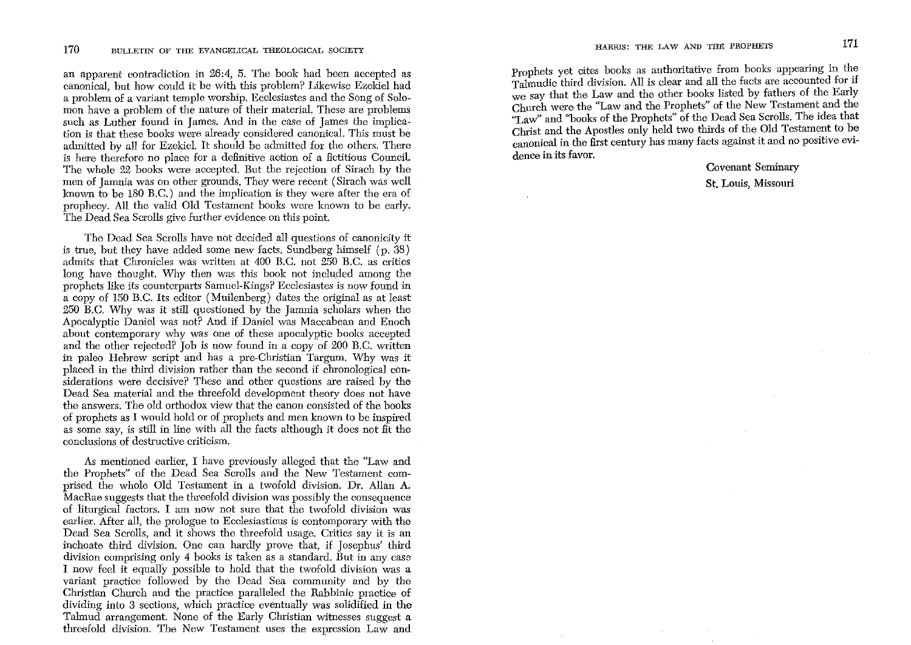an apparent contradiction in 26:4, 5. The book had been accepted as canonical, but how could it be with this problem? Likewise Ezekiel had a problem of a variant temple worship. Ecclesiastes and the Song of Solomon have a problem of the nature of their material. These are problems such as Luther found in James. And in the case of James the implication is that these books were already considered canonical. This must be admitted by all for Ezekiel. It should be admitted for the others. There is here therefore no place for a definitive action of a fictitious Council. The whole 22 books were accepted. But the rejection of Sirach by the men of Jamnia was on other grounds. They were recent (Sirach was well known to be 180 B.C.) and the implication is they were after the era of prophecy. All the valid Old Testament books were known to be early. The Dead Sea Scrolls give further evidence on this point.

The Dead Sea Scrolls have not decided all questions of canonicity it is true, but they have added some new facts. Sundberg himself (p. 38) admits that Chronicles was written at 400 B.C. not 250 B.C. as critics long have thought. Why then was this book not included among the prophets like its counterparts Samuel-Kings? Ecclesiastes is now found in a copy of 150 B.C. Its editor (Muilenberg) dates the original as at least 250 B.C. Why was it still questioned by the Jamnia scholars when the Apocalyptic Daniel was not? And if Daniel was Maccabean and Enoch about contemporary why was one of these apocalyptic books accepted and the other rejected? Job is now found in a copy of 200 B.C. written in paleo Hebrew script and has a pre-Christian Targum. Why was it placed in the third division rather than the second if chronological considerations were decisive? These and other questions are raised by the Dead Sea material and the threefold development theory does not have the answers. The old orthodox view that the canon consisted of the books of prophets as I would hold or of prophets and men known to be inspired as some say, is still in line with all the facts although it does not fit the conclusions of destructive criticism.

As mentioned earlier, I have previously alleged that the "Law and the Prophets" of the Dead Sea Scrolls and the New Testament comprised the whole Old Testament in a twofold division. Dr. Allan A. MacRae suggests that the threefold division was possibly the consequence of liturgical factors. I am now not sure that the twofold division was earlier. After all, the prologue to Ecclesiasticus is contemporary with the Dead Sea Scrolls, and it shows the threefold usage. Critics say it is an inchoate third division. One can hardly prove that, if Josephus' third division comprising only 4 books is taken as a standard. But in any case I now feel it equally possible to hold that the twofold division was a variant practice followed by the Dead Sea community and by the Christian Church and the practice paralleled the Rabbinic practice of dividing into 3 sections, which practice eventually was solidified in the Talmud arrangement. None of the Early Christian witnesses suggest a threefold division. The New Testament uses the expression Law and Prophets yet cites books as authoritative from books appearing in the Talmudic third division. All is clear and all the facts are accounted for if we say that the Law and the other books listed by fathers of the Early Church were the "Law and the Prophets" of the New Testament and the "Law" and "books of the Prophets" of the Dead Sea Scrolls. The idea that Christ and the Apostles only held two thirds of the Old Testament to be canonical in the first century has many facts against it and no positive evidence in its favor.

Covenant Seminary
St. Louis, Missouri